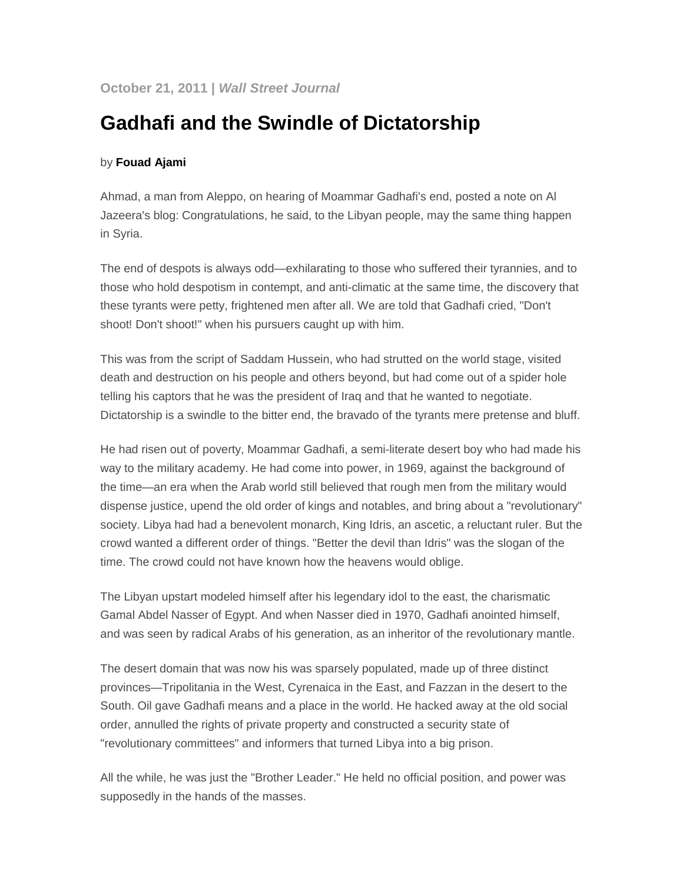**October 21, 2011 |** ***Wall Street Journal***

# Gadhafi and the Swindle of Dictatorship

by **Fouad Ajami**

Ahmad, a man from Aleppo, on hearing of Moammar Gadhafi's end, posted a note on Al Jazeera's blog: Congratulations, he said, to the Libyan people, may the same thing happen in Syria.

The end of despots is always odd—exhilarating to those who suffered their tyrannies, and to those who hold despotism in contempt, and anti-climatic at the same time, the discovery that these tyrants were petty, frightened men after all. We are told that Gadhafi cried, "Don't shoot! Don't shoot!" when his pursuers caught up with him.

This was from the script of Saddam Hussein, who had strutted on the world stage, visited death and destruction on his people and others beyond, but had come out of a spider hole telling his captors that he was the president of Iraq and that he wanted to negotiate. Dictatorship is a swindle to the bitter end, the bravado of the tyrants mere pretense and bluff.

He had risen out of poverty, Moammar Gadhafi, a semi-literate desert boy who had made his way to the military academy. He had come into power, in 1969, against the background of the time—an era when the Arab world still believed that rough men from the military would dispense justice, upend the old order of kings and notables, and bring about a "revolutionary" society. Libya had had a benevolent monarch, King Idris, an ascetic, a reluctant ruler. But the crowd wanted a different order of things. "Better the devil than Idris" was the slogan of the time. The crowd could not have known how the heavens would oblige.

The Libyan upstart modeled himself after his legendary idol to the east, the charismatic Gamal Abdel Nasser of Egypt. And when Nasser died in 1970, Gadhafi anointed himself, and was seen by radical Arabs of his generation, as an inheritor of the revolutionary mantle.

The desert domain that was now his was sparsely populated, made up of three distinct provinces—Tripolitania in the West, Cyrenaica in the East, and Fazzan in the desert to the South. Oil gave Gadhafi means and a place in the world. He hacked away at the old social order, annulled the rights of private property and constructed a security state of "revolutionary committees" and informers that turned Libya into a big prison.

All the while, he was just the "Brother Leader." He held no official position, and power was supposedly in the hands of the masses.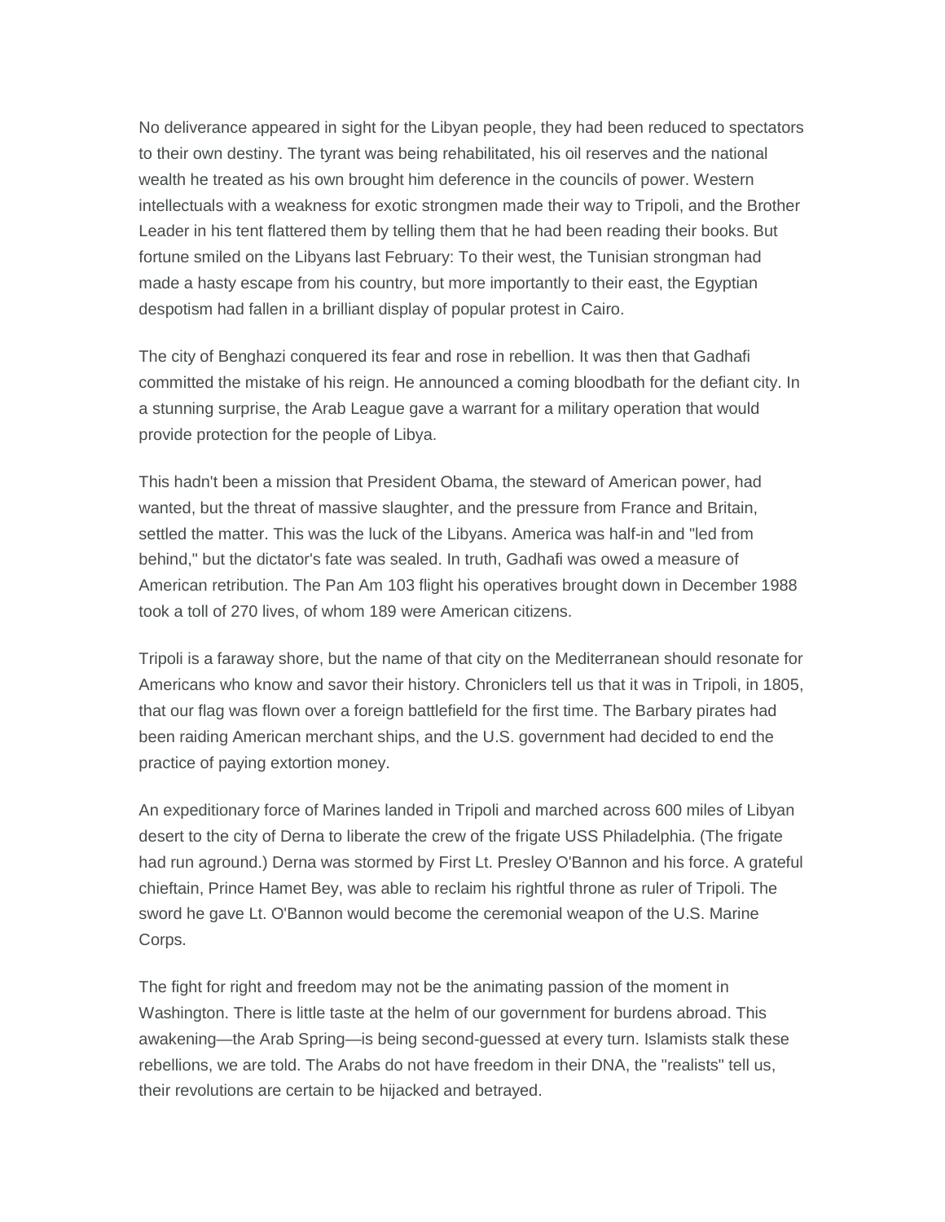No deliverance appeared in sight for the Libyan people, they had been reduced to spectators to their own destiny. The tyrant was being rehabilitated, his oil reserves and the national wealth he treated as his own brought him deference in the councils of power. Western intellectuals with a weakness for exotic strongmen made their way to Tripoli, and the Brother Leader in his tent flattered them by telling them that he had been reading their books. But fortune smiled on the Libyans last February: To their west, the Tunisian strongman had made a hasty escape from his country, but more importantly to their east, the Egyptian despotism had fallen in a brilliant display of popular protest in Cairo.

The city of Benghazi conquered its fear and rose in rebellion. It was then that Gadhafi committed the mistake of his reign. He announced a coming bloodbath for the defiant city. In a stunning surprise, the Arab League gave a warrant for a military operation that would provide protection for the people of Libya.

This hadn't been a mission that President Obama, the steward of American power, had wanted, but the threat of massive slaughter, and the pressure from France and Britain, settled the matter. This was the luck of the Libyans. America was half-in and "led from behind," but the dictator's fate was sealed. In truth, Gadhafi was owed a measure of American retribution. The Pan Am 103 flight his operatives brought down in December 1988 took a toll of 270 lives, of whom 189 were American citizens.

Tripoli is a faraway shore, but the name of that city on the Mediterranean should resonate for Americans who know and savor their history. Chroniclers tell us that it was in Tripoli, in 1805, that our flag was flown over a foreign battlefield for the first time. The Barbary pirates had been raiding American merchant ships, and the U.S. government had decided to end the practice of paying extortion money.

An expeditionary force of Marines landed in Tripoli and marched across 600 miles of Libyan desert to the city of Derna to liberate the crew of the frigate USS Philadelphia. (The frigate had run aground.) Derna was stormed by First Lt. Presley O'Bannon and his force. A grateful chieftain, Prince Hamet Bey, was able to reclaim his rightful throne as ruler of Tripoli. The sword he gave Lt. O'Bannon would become the ceremonial weapon of the U.S. Marine Corps.

The fight for right and freedom may not be the animating passion of the moment in Washington. There is little taste at the helm of our government for burdens abroad. This awakening—the Arab Spring—is being second-guessed at every turn. Islamists stalk these rebellions, we are told. The Arabs do not have freedom in their DNA, the "realists" tell us, their revolutions are certain to be hijacked and betrayed.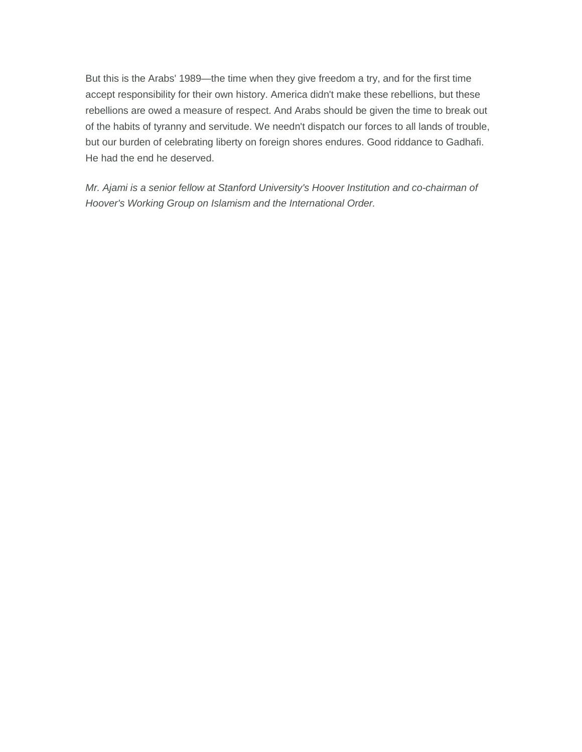But this is the Arabs' 1989—the time when they give freedom a try, and for the first time accept responsibility for their own history. America didn't make these rebellions, but these rebellions are owed a measure of respect. And Arabs should be given the time to break out of the habits of tyranny and servitude. We needn't dispatch our forces to all lands of trouble, but our burden of celebrating liberty on foreign shores endures. Good riddance to Gadhafi. He had the end he deserved.

*Mr. Ajami is a senior fellow at Stanford University's Hoover Institution and co-chairman of Hoover's Working Group on Islamism and the International Order.*